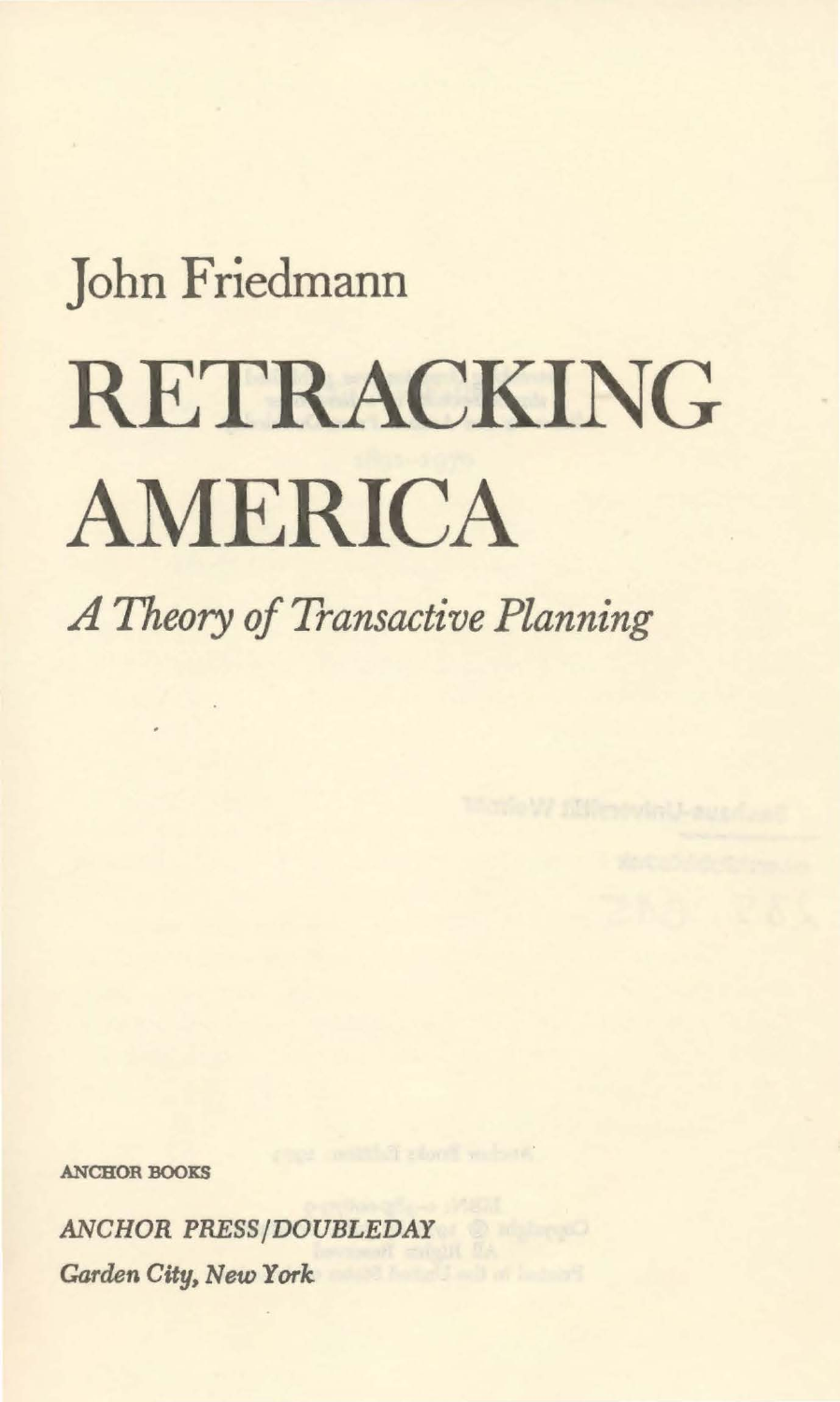John Friedmann

# RETRACKING AMERICA

*A Theory of Transactive Planning*

ANCHOR BOOKS

*ANCHOR PRESS/DOUBLEDAY*

*Garden City, New York*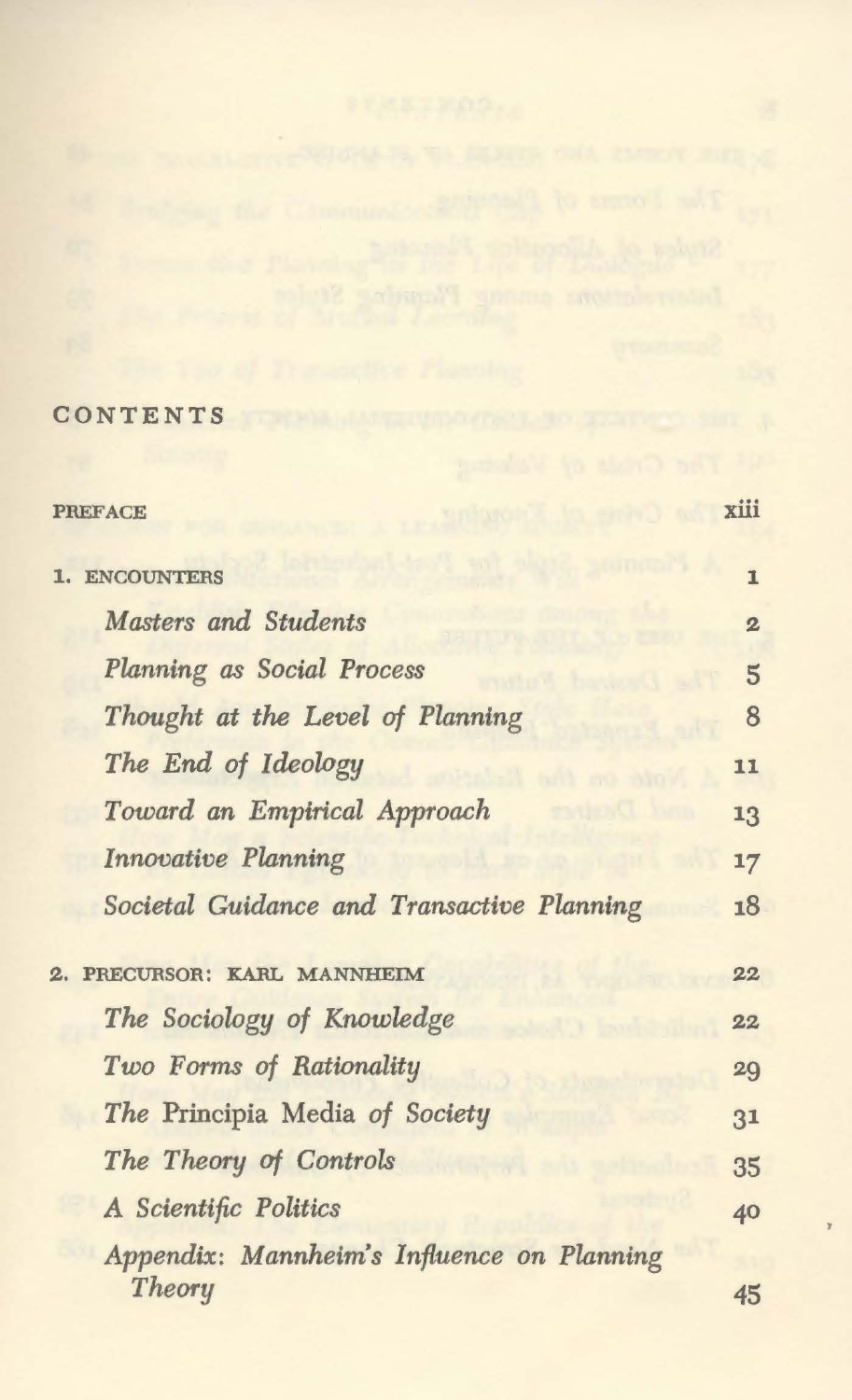# CONTENTS

| | |
|---|---|
| PREFACE | xiii |
| 1. ENCOUNTERS | 1 |
| *Masters and Students* | 2 |
| *Planning as Social Process* | 5 |
| *Thought at the Level of Planning* | 8 |
| *The End of Ideology* | 11 |
| *Toward an Empirical Approach* | 13 |
| *Innovative Planning* | 17 |
| *Societal Guidance and Transactive Planning* | 18 |
| 2. PRECURSOR: KARL MANNHEIM | 22 |
| *The Sociology of Knowledge* | 22 |
| *Two Forms of Rationality* | 29 |
| *The* Principia Media *of Society* | 31 |
| *The Theory of Controls* | 35 |
| *A Scientific Politics* | 40 |
| *Appendix: Mannheim's Influence on Planning Theory* | 45 |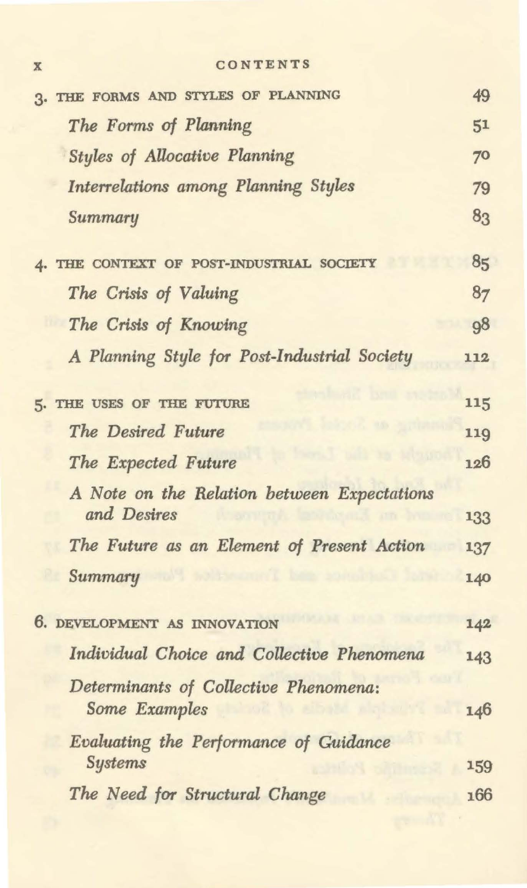3. THE FORMS AND STYLES OF PLANNING 49

*The Forms of Planning* 51

*Styles of Allocative Planning* 70

*Interrelations among Planning Styles* 79

*Summary* 83

4. THE CONTEXT OF POST-INDUSTRIAL SOCIETY 85

*The Crisis of Valuing* 87

*The Crisis of Knowing* 98

*A Planning Style for Post-Industrial Society* 112

5. THE USES OF THE FUTURE 115

*The Desired Future* 119

*The Expected Future* 126

*A Note on the Relation between Expectations and Desires* 133

*The Future as an Element of Present Action* 137

*Summary* 140

6. DEVELOPMENT AS INNOVATION 142

*Individual Choice and Collective Phenomena* 143

*Determinants of Collective Phenomena: Some Examples* 146

*Evaluating the Performance of Guidance Systems* 159

*The Need for Structural Change* 166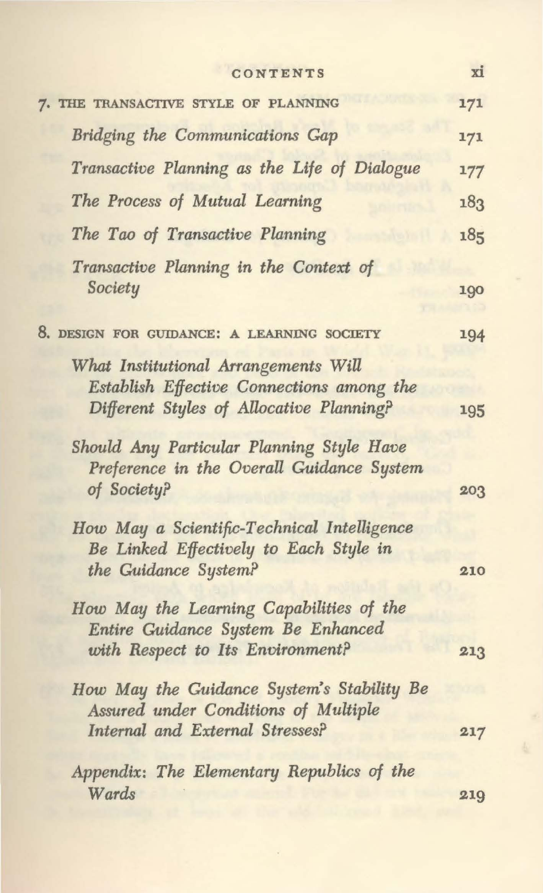7. THE TRANSACTIVE STYLE OF PLANNING 171

*Bridging the Communications Gap* 171

*Transactive Planning as the Life of Dialogue* 177

*The Process of Mutual Learning* 183

*The Tao of Transactive Planning* 185

*Transactive Planning in the Context of Society* 190

8. DESIGN FOR GUIDANCE: A LEARNING SOCIETY 194

*What Institutional Arrangements Will Establish Effective Connections among the Different Styles of Allocative Planning?* 195

*Should Any Particular Planning Style Have Preference in the Overall Guidance System of Society?* 203

*How May a Scientific-Technical Intelligence Be Linked Effectively to Each Style in the Guidance System?* 210

*How May the Learning Capabilities of the Entire Guidance System Be Enhanced with Respect to Its Environment?* 213

*How May the Guidance System's Stability Be Assured under Conditions of Multiple Internal and External Stresses?* 217

*Appendix: The Elementary Republics of the Wards* 219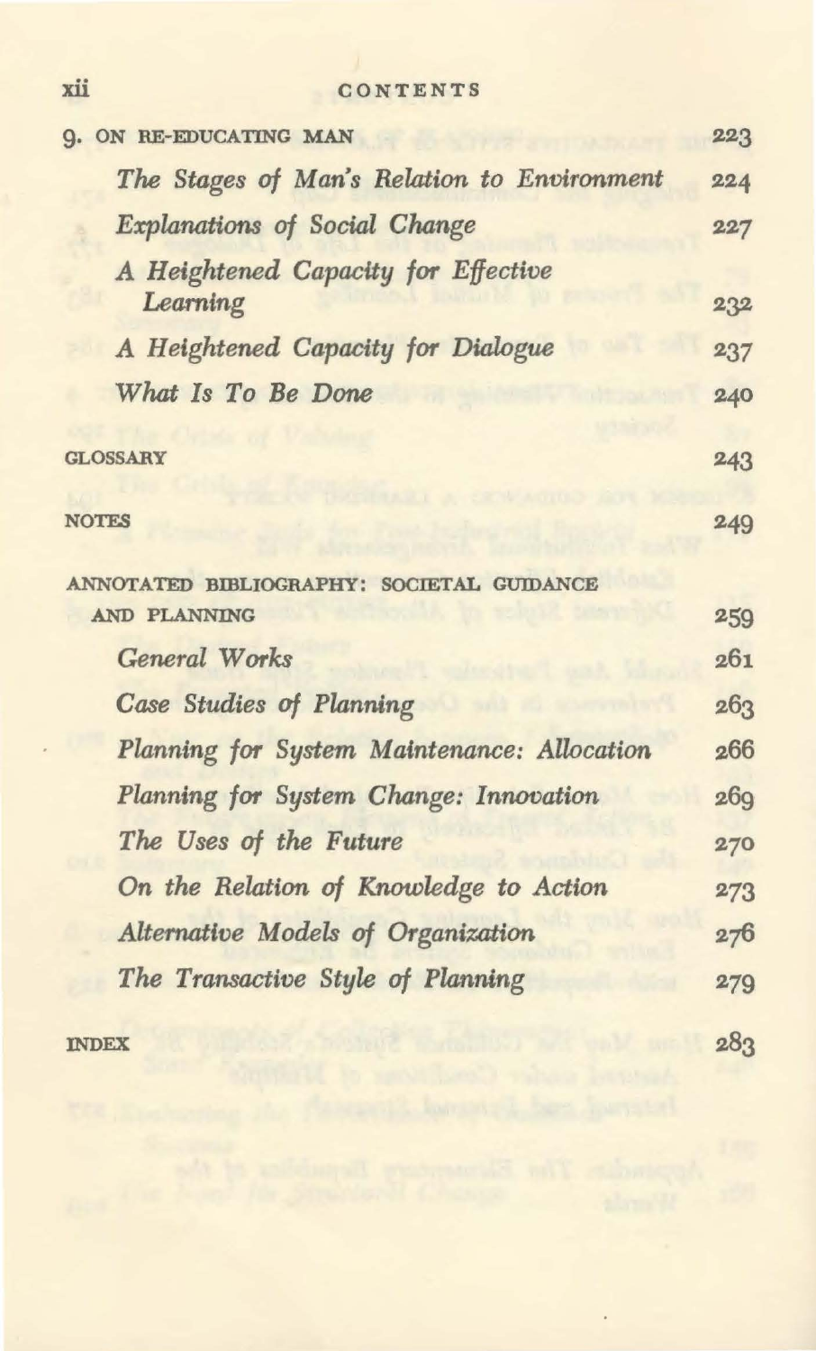9. ON RE-EDUCATING MAN 223

*The Stages of Man's Relation to Environment* 224

*Explanations of Social Change* 227

*A Heightened Capacity for Effective Learning* 232

*A Heightened Capacity for Dialogue* 237

*What Is To Be Done* 240

GLOSSARY 243

NOTES 249

ANNOTATED BIBLIOGRAPHY: SOCIETAL GUIDANCE AND PLANNING 259

*General Works* 261

*Case Studies of Planning* 263

*Planning for System Maintenance: Allocation* 266

*Planning for System Change: Innovation* 269

*The Uses of the Future* 270

*On the Relation of Knowledge to Action* 273

*Alternative Models of Organization* 276

*The Transactive Style of Planning* 279

INDEX 283